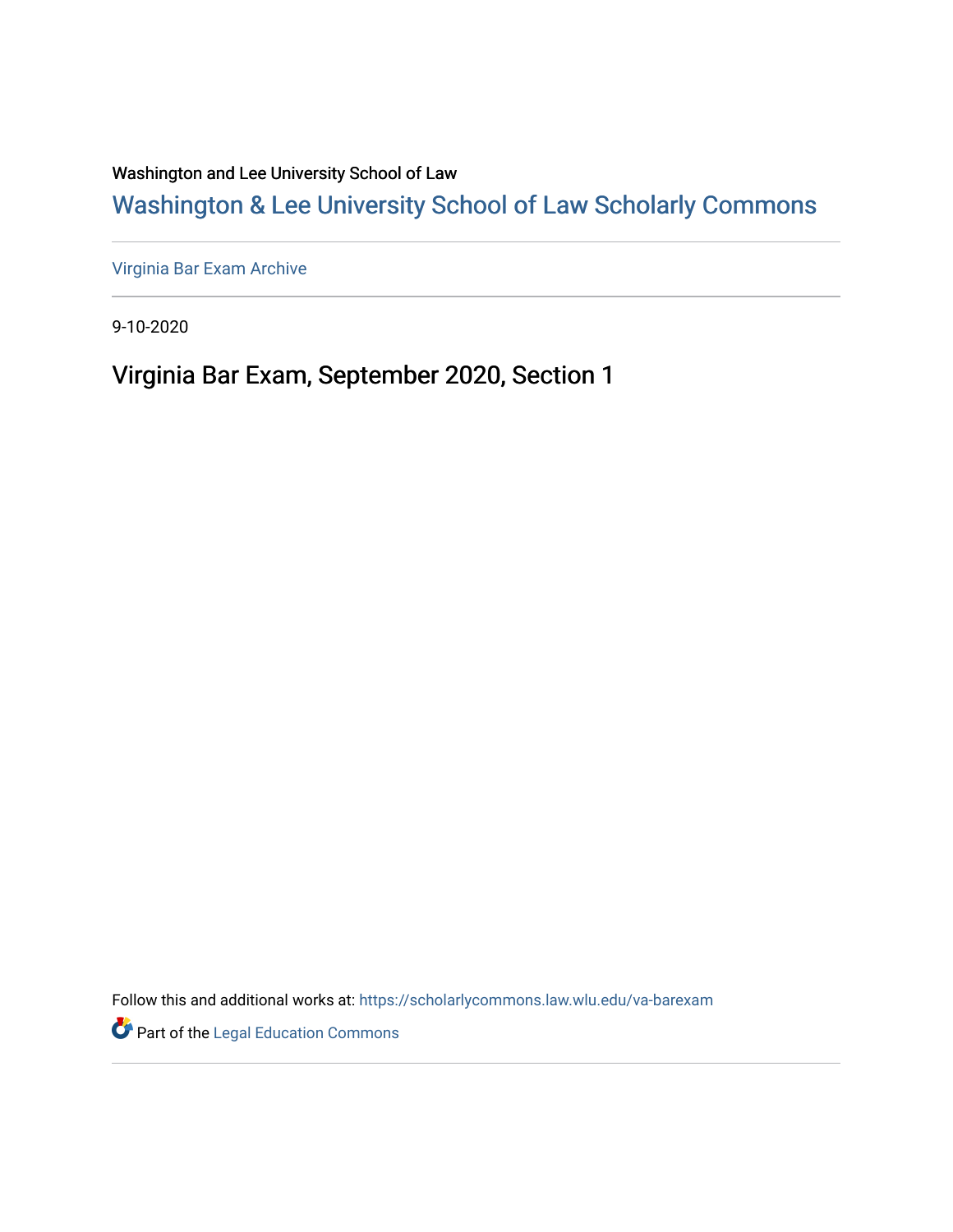Washington and Lee University School of Law

## Washington & Lee University School of Law Scholarly Commons

Virginia Bar Exam Archive

9-10-2020

# Virginia Bar Exam, September 2020, Section 1

Follow this and additional works at: https://scholarlycommons.law.wlu.edu/va-barexam

Part of the Legal Education Commons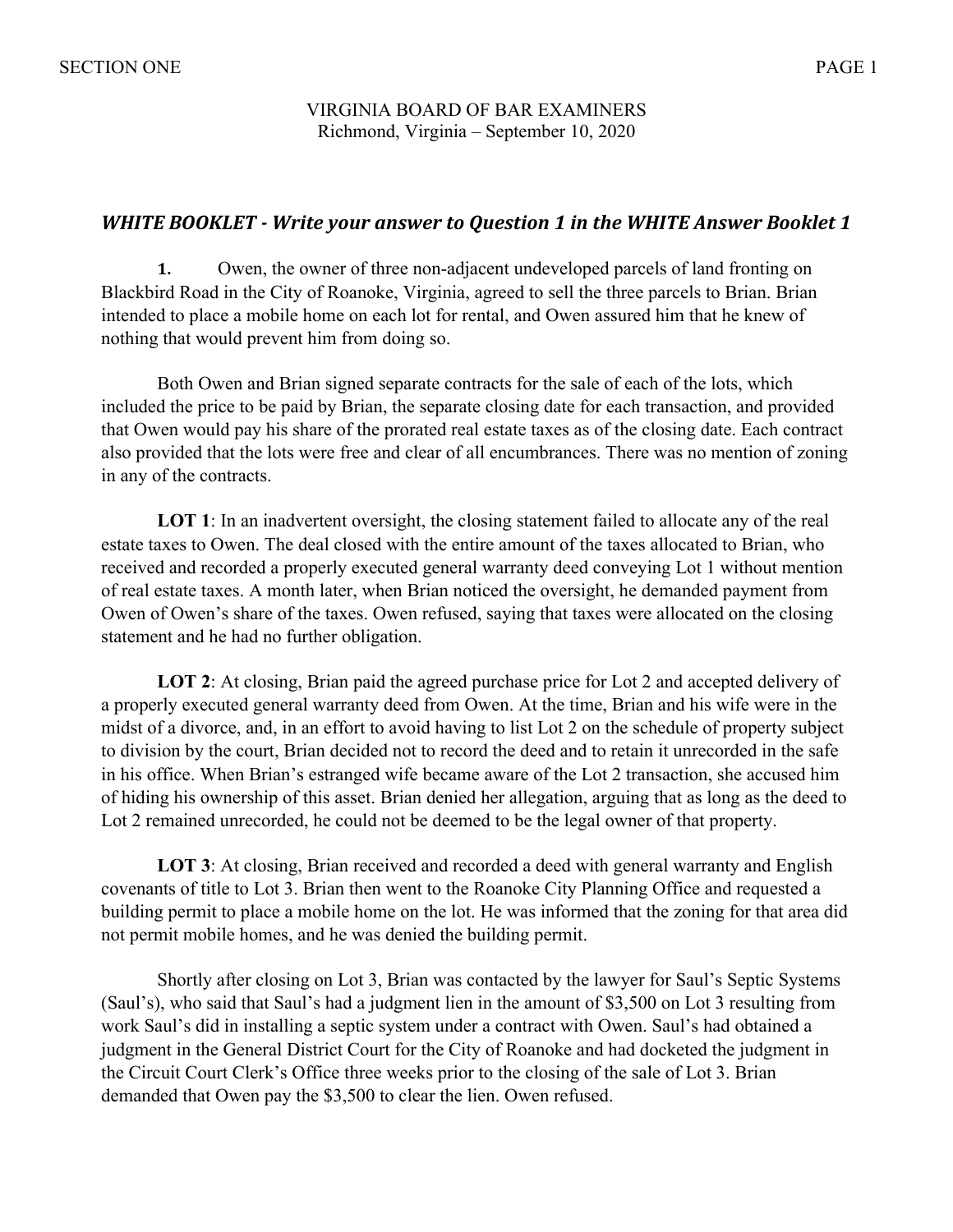VIRGINIA BOARD OF BAR EXAMINERS
Richmond, Virginia – September 10, 2020

## *WHITE BOOKLET - Write your answer to Question 1 in the WHITE Answer Booklet 1*

**1.** Owen, the owner of three non-adjacent undeveloped parcels of land fronting on Blackbird Road in the City of Roanoke, Virginia, agreed to sell the three parcels to Brian. Brian intended to place a mobile home on each lot for rental, and Owen assured him that he knew of nothing that would prevent him from doing so.

Both Owen and Brian signed separate contracts for the sale of each of the lots, which included the price to be paid by Brian, the separate closing date for each transaction, and provided that Owen would pay his share of the prorated real estate taxes as of the closing date. Each contract also provided that the lots were free and clear of all encumbrances. There was no mention of zoning in any of the contracts.

**LOT 1**: In an inadvertent oversight, the closing statement failed to allocate any of the real estate taxes to Owen. The deal closed with the entire amount of the taxes allocated to Brian, who received and recorded a properly executed general warranty deed conveying Lot 1 without mention of real estate taxes. A month later, when Brian noticed the oversight, he demanded payment from Owen of Owen's share of the taxes. Owen refused, saying that taxes were allocated on the closing statement and he had no further obligation.

**LOT 2**: At closing, Brian paid the agreed purchase price for Lot 2 and accepted delivery of a properly executed general warranty deed from Owen. At the time, Brian and his wife were in the midst of a divorce, and, in an effort to avoid having to list Lot 2 on the schedule of property subject to division by the court, Brian decided not to record the deed and to retain it unrecorded in the safe in his office. When Brian's estranged wife became aware of the Lot 2 transaction, she accused him of hiding his ownership of this asset. Brian denied her allegation, arguing that as long as the deed to Lot 2 remained unrecorded, he could not be deemed to be the legal owner of that property.

**LOT 3**: At closing, Brian received and recorded a deed with general warranty and English covenants of title to Lot 3. Brian then went to the Roanoke City Planning Office and requested a building permit to place a mobile home on the lot. He was informed that the zoning for that area did not permit mobile homes, and he was denied the building permit.

Shortly after closing on Lot 3, Brian was contacted by the lawyer for Saul's Septic Systems (Saul's), who said that Saul's had a judgment lien in the amount of $3,500 on Lot 3 resulting from work Saul's did in installing a septic system under a contract with Owen. Saul's had obtained a judgment in the General District Court for the City of Roanoke and had docketed the judgment in the Circuit Court Clerk's Office three weeks prior to the closing of the sale of Lot 3. Brian demanded that Owen pay the $3,500 to clear the lien. Owen refused.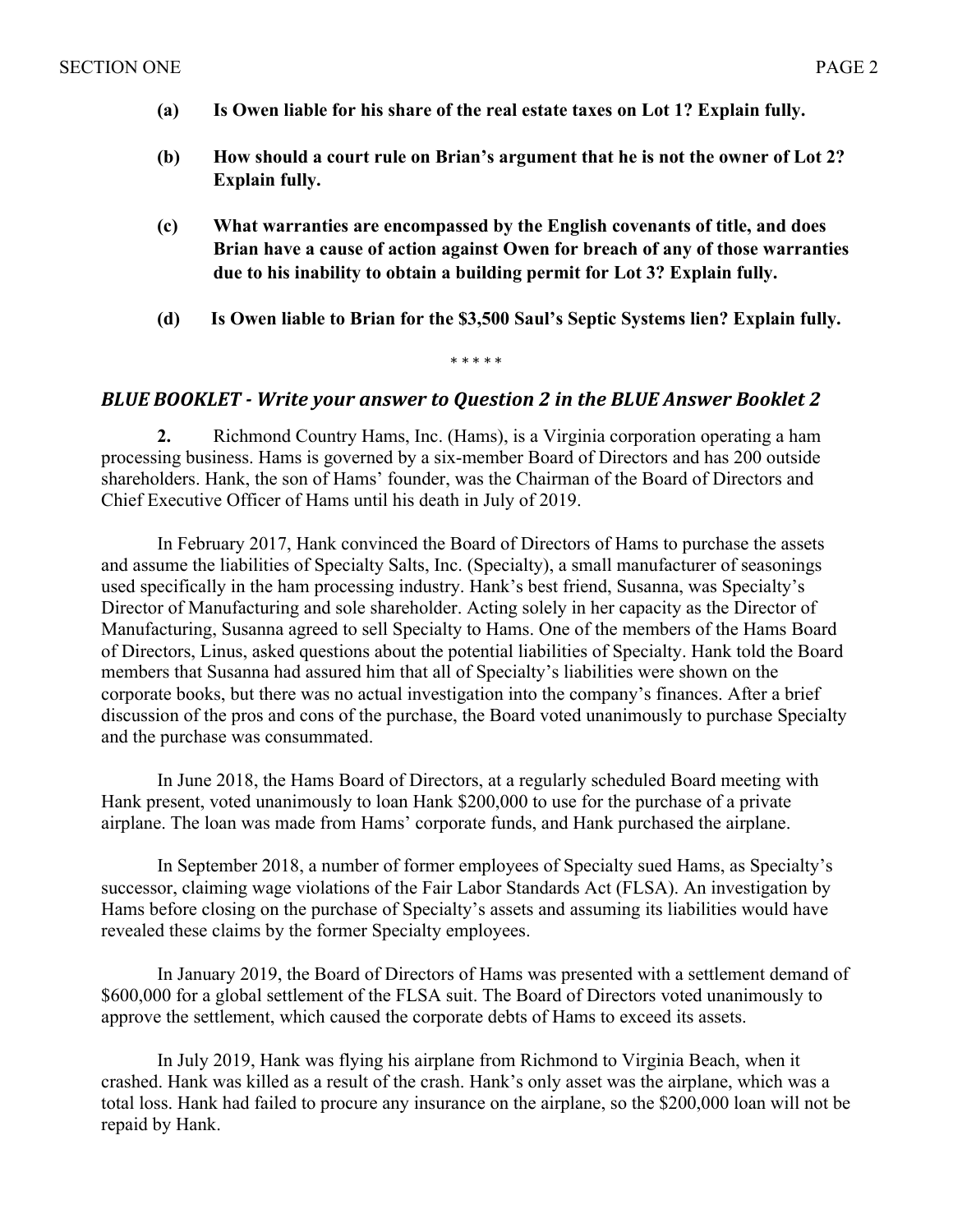**(a) Is Owen liable for his share of the real estate taxes on Lot 1? Explain fully.**

**(b) How should a court rule on Brian's argument that he is not the owner of Lot 2? Explain fully.**

**(c) What warranties are encompassed by the English covenants of title, and does Brian have a cause of action against Owen for breach of any of those warranties due to his inability to obtain a building permit for Lot 3? Explain fully.**

**(d) Is Owen liable to Brian for the $3,500 Saul's Septic Systems lien? Explain fully.**

\* \* \* \* \*

### *BLUE BOOKLET - Write your answer to Question 2 in the BLUE Answer Booklet 2*

**2.** Richmond Country Hams, Inc. (Hams), is a Virginia corporation operating a ham processing business. Hams is governed by a six-member Board of Directors and has 200 outside shareholders. Hank, the son of Hams' founder, was the Chairman of the Board of Directors and Chief Executive Officer of Hams until his death in July of 2019.

In February 2017, Hank convinced the Board of Directors of Hams to purchase the assets and assume the liabilities of Specialty Salts, Inc. (Specialty), a small manufacturer of seasonings used specifically in the ham processing industry. Hank's best friend, Susanna, was Specialty's Director of Manufacturing and sole shareholder. Acting solely in her capacity as the Director of Manufacturing, Susanna agreed to sell Specialty to Hams. One of the members of the Hams Board of Directors, Linus, asked questions about the potential liabilities of Specialty. Hank told the Board members that Susanna had assured him that all of Specialty's liabilities were shown on the corporate books, but there was no actual investigation into the company's finances. After a brief discussion of the pros and cons of the purchase, the Board voted unanimously to purchase Specialty and the purchase was consummated.

In June 2018, the Hams Board of Directors, at a regularly scheduled Board meeting with Hank present, voted unanimously to loan Hank $200,000 to use for the purchase of a private airplane. The loan was made from Hams' corporate funds, and Hank purchased the airplane.

In September 2018, a number of former employees of Specialty sued Hams, as Specialty's successor, claiming wage violations of the Fair Labor Standards Act (FLSA). An investigation by Hams before closing on the purchase of Specialty's assets and assuming its liabilities would have revealed these claims by the former Specialty employees.

In January 2019, the Board of Directors of Hams was presented with a settlement demand of $600,000 for a global settlement of the FLSA suit. The Board of Directors voted unanimously to approve the settlement, which caused the corporate debts of Hams to exceed its assets.

In July 2019, Hank was flying his airplane from Richmond to Virginia Beach, when it crashed. Hank was killed as a result of the crash. Hank's only asset was the airplane, which was a total loss. Hank had failed to procure any insurance on the airplane, so the $200,000 loan will not be repaid by Hank.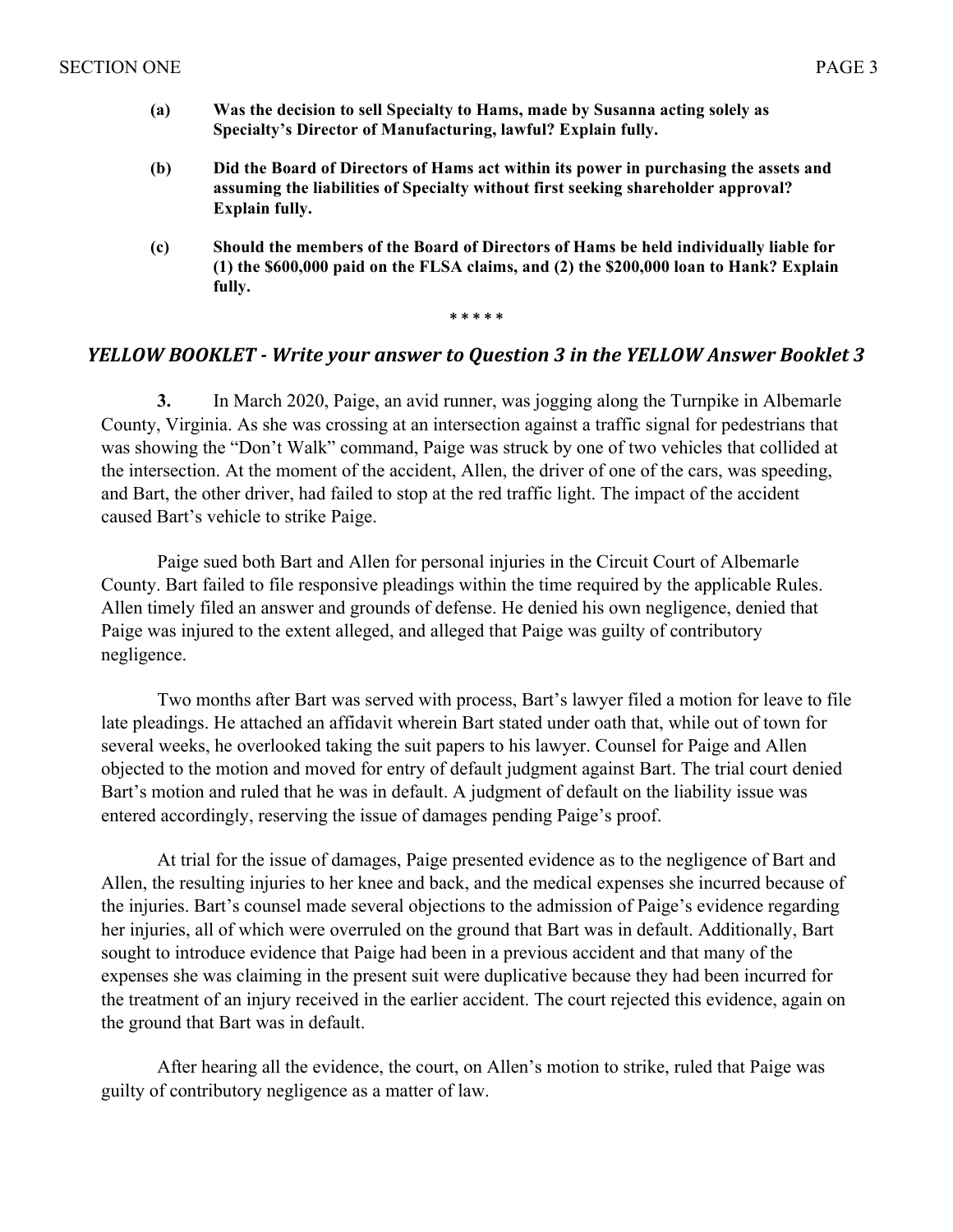**(a)** **Was the decision to sell Specialty to Hams, made by Susanna acting solely as Specialty's Director of Manufacturing, lawful? Explain fully.**

**(b)** **Did the Board of Directors of Hams act within its power in purchasing the assets and assuming the liabilities of Specialty without first seeking shareholder approval? Explain fully.**

**(c)** **Should the members of the Board of Directors of Hams be held individually liable for (1) the $600,000 paid on the FLSA claims, and (2) the $200,000 loan to Hank? Explain fully.**

\* \* \* \* \*

## *YELLOW BOOKLET - Write your answer to Question 3 in the YELLOW Answer Booklet 3*

**3.** In March 2020, Paige, an avid runner, was jogging along the Turnpike in Albemarle County, Virginia. As she was crossing at an intersection against a traffic signal for pedestrians that was showing the "Don't Walk" command, Paige was struck by one of two vehicles that collided at the intersection. At the moment of the accident, Allen, the driver of one of the cars, was speeding, and Bart, the other driver, had failed to stop at the red traffic light. The impact of the accident caused Bart's vehicle to strike Paige.

Paige sued both Bart and Allen for personal injuries in the Circuit Court of Albemarle County. Bart failed to file responsive pleadings within the time required by the applicable Rules. Allen timely filed an answer and grounds of defense. He denied his own negligence, denied that Paige was injured to the extent alleged, and alleged that Paige was guilty of contributory negligence.

Two months after Bart was served with process, Bart's lawyer filed a motion for leave to file late pleadings. He attached an affidavit wherein Bart stated under oath that, while out of town for several weeks, he overlooked taking the suit papers to his lawyer. Counsel for Paige and Allen objected to the motion and moved for entry of default judgment against Bart. The trial court denied Bart's motion and ruled that he was in default. A judgment of default on the liability issue was entered accordingly, reserving the issue of damages pending Paige's proof.

At trial for the issue of damages, Paige presented evidence as to the negligence of Bart and Allen, the resulting injuries to her knee and back, and the medical expenses she incurred because of the injuries. Bart's counsel made several objections to the admission of Paige's evidence regarding her injuries, all of which were overruled on the ground that Bart was in default. Additionally, Bart sought to introduce evidence that Paige had been in a previous accident and that many of the expenses she was claiming in the present suit were duplicative because they had been incurred for the treatment of an injury received in the earlier accident. The court rejected this evidence, again on the ground that Bart was in default.

After hearing all the evidence, the court, on Allen's motion to strike, ruled that Paige was guilty of contributory negligence as a matter of law.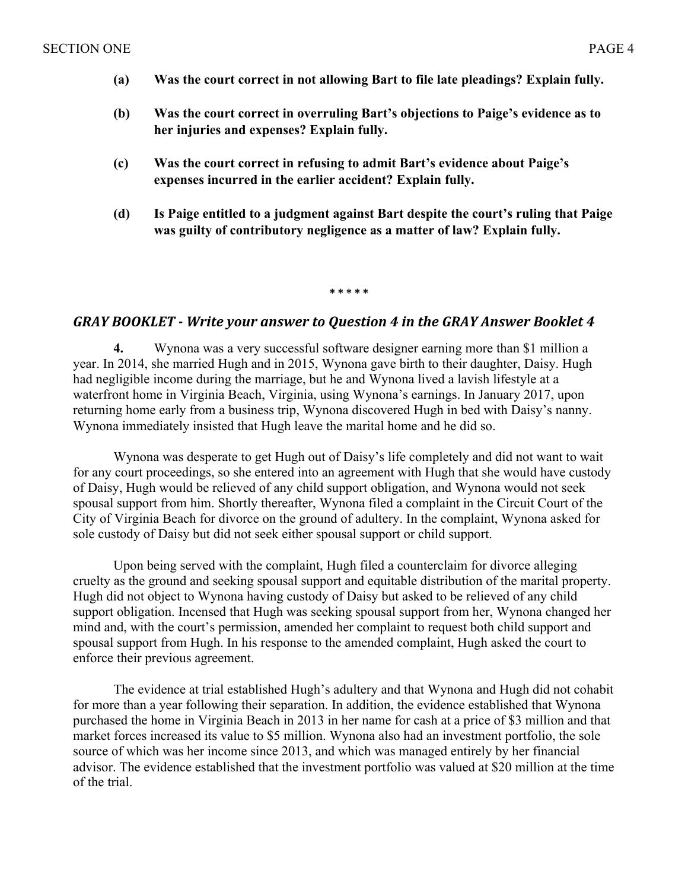**(a) Was the court correct in not allowing Bart to file late pleadings? Explain fully.**

**(b) Was the court correct in overruling Bart's objections to Paige's evidence as to her injuries and expenses? Explain fully.**

**(c) Was the court correct in refusing to admit Bart's evidence about Paige's expenses incurred in the earlier accident? Explain fully.**

**(d) Is Paige entitled to a judgment against Bart despite the court's ruling that Paige was guilty of contributory negligence as a matter of law? Explain fully.**

\* \* \* \* \*

### ***GRAY BOOKLET - Write your answer to Question 4 in the GRAY Answer Booklet 4***

**4.** Wynona was a very successful software designer earning more than $1 million a year. In 2014, she married Hugh and in 2015, Wynona gave birth to their daughter, Daisy. Hugh had negligible income during the marriage, but he and Wynona lived a lavish lifestyle at a waterfront home in Virginia Beach, Virginia, using Wynona's earnings. In January 2017, upon returning home early from a business trip, Wynona discovered Hugh in bed with Daisy's nanny. Wynona immediately insisted that Hugh leave the marital home and he did so.

Wynona was desperate to get Hugh out of Daisy's life completely and did not want to wait for any court proceedings, so she entered into an agreement with Hugh that she would have custody of Daisy, Hugh would be relieved of any child support obligation, and Wynona would not seek spousal support from him. Shortly thereafter, Wynona filed a complaint in the Circuit Court of the City of Virginia Beach for divorce on the ground of adultery. In the complaint, Wynona asked for sole custody of Daisy but did not seek either spousal support or child support.

Upon being served with the complaint, Hugh filed a counterclaim for divorce alleging cruelty as the ground and seeking spousal support and equitable distribution of the marital property. Hugh did not object to Wynona having custody of Daisy but asked to be relieved of any child support obligation. Incensed that Hugh was seeking spousal support from her, Wynona changed her mind and, with the court's permission, amended her complaint to request both child support and spousal support from Hugh. In his response to the amended complaint, Hugh asked the court to enforce their previous agreement.

The evidence at trial established Hugh's adultery and that Wynona and Hugh did not cohabit for more than a year following their separation. In addition, the evidence established that Wynona purchased the home in Virginia Beach in 2013 in her name for cash at a price of $3 million and that market forces increased its value to $5 million. Wynona also had an investment portfolio, the sole source of which was her income since 2013, and which was managed entirely by her financial advisor. The evidence established that the investment portfolio was valued at $20 million at the time of the trial.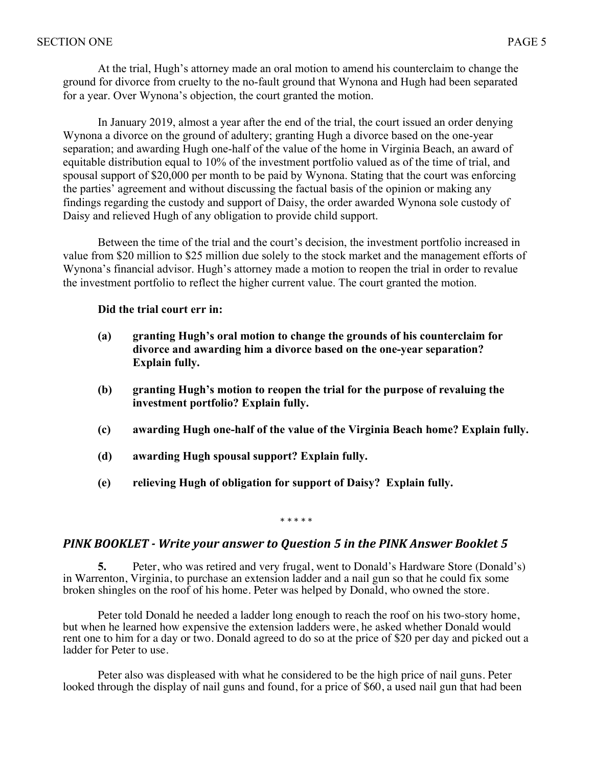At the trial, Hugh's attorney made an oral motion to amend his counterclaim to change the ground for divorce from cruelty to the no-fault ground that Wynona and Hugh had been separated for a year. Over Wynona's objection, the court granted the motion.

In January 2019, almost a year after the end of the trial, the court issued an order denying Wynona a divorce on the ground of adultery; granting Hugh a divorce based on the one-year separation; and awarding Hugh one-half of the value of the home in Virginia Beach, an award of equitable distribution equal to 10% of the investment portfolio valued as of the time of trial, and spousal support of $20,000 per month to be paid by Wynona. Stating that the court was enforcing the parties' agreement and without discussing the factual basis of the opinion or making any findings regarding the custody and support of Daisy, the order awarded Wynona sole custody of Daisy and relieved Hugh of any obligation to provide child support.

Between the time of the trial and the court's decision, the investment portfolio increased in value from $20 million to $25 million due solely to the stock market and the management efforts of Wynona's financial advisor. Hugh's attorney made a motion to reopen the trial in order to revalue the investment portfolio to reflect the higher current value. The court granted the motion.

**Did the trial court err in:**

**(a) granting Hugh's oral motion to change the grounds of his counterclaim for divorce and awarding him a divorce based on the one-year separation? Explain fully.**

**(b) granting Hugh's motion to reopen the trial for the purpose of revaluing the investment portfolio? Explain fully.**

**(c) awarding Hugh one-half of the value of the Virginia Beach home? Explain fully.**

**(d) awarding Hugh spousal support? Explain fully.**

**(e) relieving Hugh of obligation for support of Daisy? Explain fully.**

\* \* \* \* \*

### *PINK BOOKLET - Write your answer to Question 5 in the PINK Answer Booklet 5*

**5.** Peter, who was retired and very frugal, went to Donald's Hardware Store (Donald's) in Warrenton, Virginia, to purchase an extension ladder and a nail gun so that he could fix some broken shingles on the roof of his home. Peter was helped by Donald, who owned the store.

Peter told Donald he needed a ladder long enough to reach the roof on his two-story home, but when he learned how expensive the extension ladders were, he asked whether Donald would rent one to him for a day or two. Donald agreed to do so at the price of $20 per day and picked out a ladder for Peter to use.

Peter also was displeased with what he considered to be the high price of nail guns. Peter looked through the display of nail guns and found, for a price of $60, a used nail gun that had been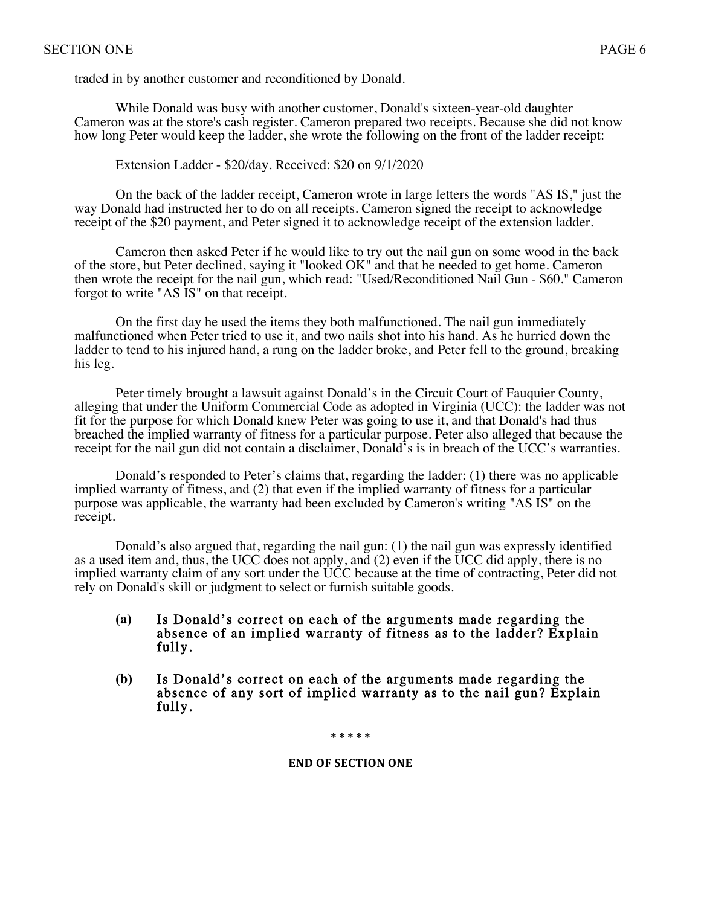traded in by another customer and reconditioned by Donald.

While Donald was busy with another customer, Donald's sixteen-year-old daughter Cameron was at the store's cash register. Cameron prepared two receipts. Because she did not know how long Peter would keep the ladder, she wrote the following on the front of the ladder receipt:

Extension Ladder - $20/day. Received: $20 on 9/1/2020

On the back of the ladder receipt, Cameron wrote in large letters the words "AS IS," just the way Donald had instructed her to do on all receipts. Cameron signed the receipt to acknowledge receipt of the $20 payment, and Peter signed it to acknowledge receipt of the extension ladder.

Cameron then asked Peter if he would like to try out the nail gun on some wood in the back of the store, but Peter declined, saying it "looked OK" and that he needed to get home. Cameron then wrote the receipt for the nail gun, which read: "Used/Reconditioned Nail Gun - $60." Cameron forgot to write "AS IS" on that receipt.

On the first day he used the items they both malfunctioned. The nail gun immediately malfunctioned when Peter tried to use it, and two nails shot into his hand. As he hurried down the ladder to tend to his injured hand, a rung on the ladder broke, and Peter fell to the ground, breaking his leg.

Peter timely brought a lawsuit against Donald's in the Circuit Court of Fauquier County, alleging that under the Uniform Commercial Code as adopted in Virginia (UCC): the ladder was not fit for the purpose for which Donald knew Peter was going to use it, and that Donald's had thus breached the implied warranty of fitness for a particular purpose. Peter also alleged that because the receipt for the nail gun did not contain a disclaimer, Donald's is in breach of the UCC's warranties.

Donald's responded to Peter's claims that, regarding the ladder: (1) there was no applicable implied warranty of fitness, and (2) that even if the implied warranty of fitness for a particular purpose was applicable, the warranty had been excluded by Cameron's writing "AS IS" on the receipt.

Donald's also argued that, regarding the nail gun: (1) the nail gun was expressly identified as a used item and, thus, the UCC does not apply, and (2) even if the UCC did apply, there is no implied warranty claim of any sort under the UCC because at the time of contracting, Peter did not rely on Donald's skill or judgment to select or furnish suitable goods.

**(a) Is Donald's correct on each of the arguments made regarding the absence of an implied warranty of fitness as to the ladder? Explain fully.**

**(b) Is Donald's correct on each of the arguments made regarding the absence of any sort of implied warranty as to the nail gun? Explain fully.**

*****

**END OF SECTION ONE**